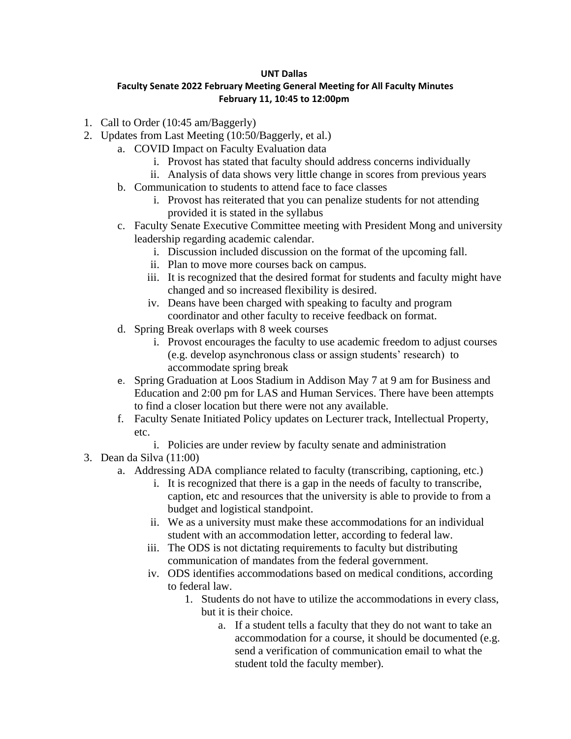**UNT Dallas**
**Faculty Senate 2022 February Meeting General Meeting for All Faculty Minutes**
**February 11, 10:45 to 12:00pm**

1. Call to Order (10:45 am/Baggerly)
2. Updates from Last Meeting (10:50/Baggerly, et al.)
   a. COVID Impact on Faculty Evaluation data
      i. Provost has stated that faculty should address concerns individually
      ii. Analysis of data shows very little change in scores from previous years
   b. Communication to students to attend face to face classes
      i. Provost has reiterated that you can penalize students for not attending provided it is stated in the syllabus
   c. Faculty Senate Executive Committee meeting with President Mong and university leadership regarding academic calendar.
      i. Discussion included discussion on the format of the upcoming fall.
      ii. Plan to move more courses back on campus.
      iii. It is recognized that the desired format for students and faculty might have changed and so increased flexibility is desired.
      iv. Deans have been charged with speaking to faculty and program coordinator and other faculty to receive feedback on format.
   d. Spring Break overlaps with 8 week courses
      i. Provost encourages the faculty to use academic freedom to adjust courses (e.g. develop asynchronous class or assign students' research) to accommodate spring break
   e. Spring Graduation at Loos Stadium in Addison May 7 at 9 am for Business and Education and 2:00 pm for LAS and Human Services. There have been attempts to find a closer location but there were not any available.
   f. Faculty Senate Initiated Policy updates on Lecturer track, Intellectual Property, etc.
      i. Policies are under review by faculty senate and administration
3. Dean da Silva (11:00)
   a. Addressing ADA compliance related to faculty (transcribing, captioning, etc.)
      i. It is recognized that there is a gap in the needs of faculty to transcribe, caption, etc and resources that the university is able to provide to from a budget and logistical standpoint.
      ii. We as a university must make these accommodations for an individual student with an accommodation letter, according to federal law.
      iii. The ODS is not dictating requirements to faculty but distributing communication of mandates from the federal government.
      iv. ODS identifies accommodations based on medical conditions, according to federal law.
         1. Students do not have to utilize the accommodations in every class, but it is their choice.
            a. If a student tells a faculty that they do not want to take an accommodation for a course, it should be documented (e.g. send a verification of communication email to what the student told the faculty member).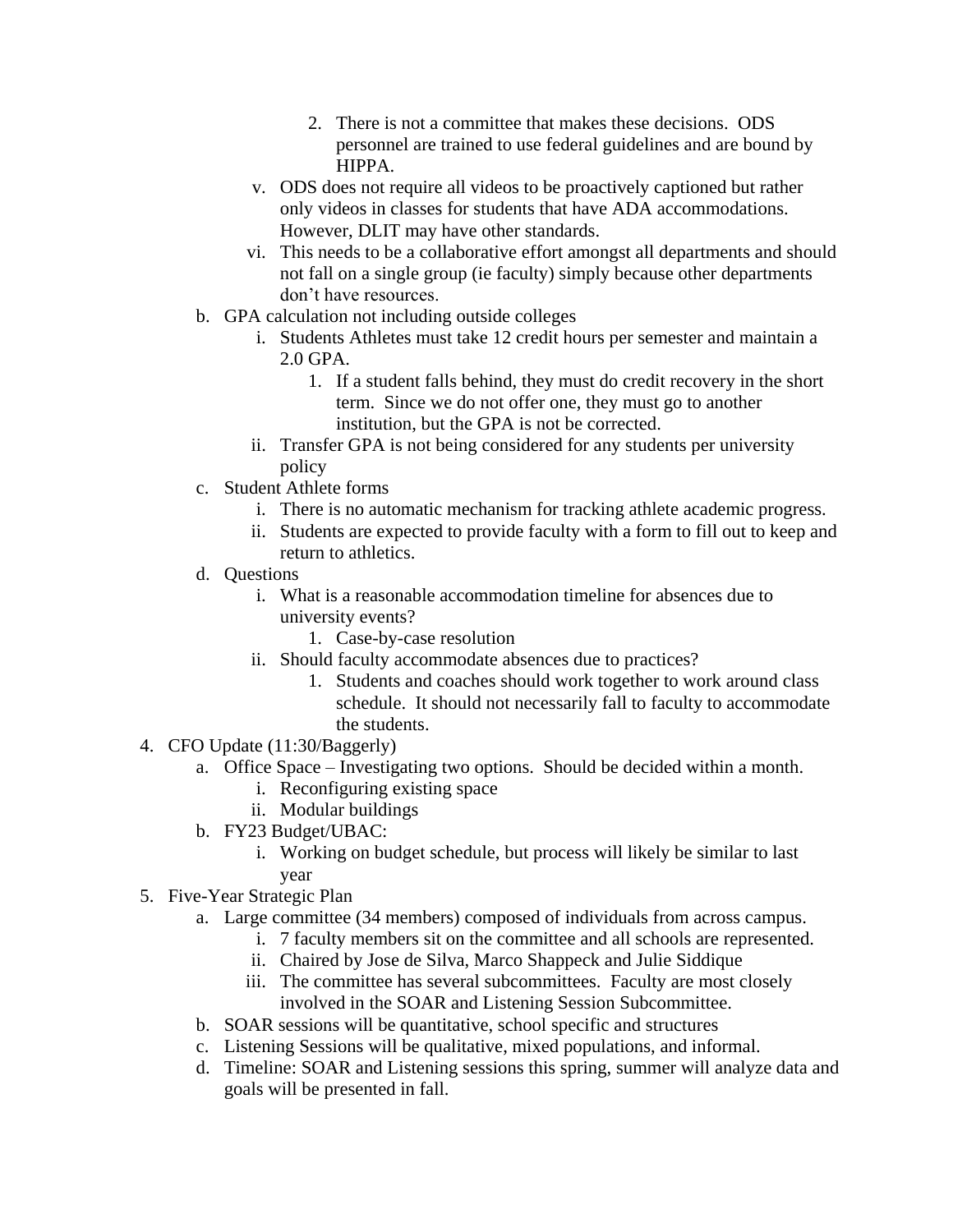2. There is not a committee that makes these decisions.  ODS personnel are trained to use federal guidelines and are bound by HIPPA.
        v. ODS does not require all videos to be proactively captioned but rather only videos in classes for students that have ADA accommodations. However, DLIT may have other standards.
        vi. This needs to be a collaborative effort amongst all departments and should not fall on a single group (ie faculty) simply because other departments don't have resources.
    b. GPA calculation not including outside colleges
        i. Students Athletes must take 12 credit hours per semester and maintain a 2.0 GPA.
            1. If a student falls behind, they must do credit recovery in the short term.  Since we do not offer one, they must go to another institution, but the GPA is not be corrected.
        ii. Transfer GPA is not being considered for any students per university policy
    c. Student Athlete forms
        i. There is no automatic mechanism for tracking athlete academic progress.
        ii. Students are expected to provide faculty with a form to fill out to keep and return to athletics.
    d. Questions
        i. What is a reasonable accommodation timeline for absences due to university events?
            1. Case-by-case resolution
        ii. Should faculty accommodate absences due to practices?
            1. Students and coaches should work together to work around class schedule.  It should not necessarily fall to faculty to accommodate the students.

4. CFO Update (11:30/Baggerly)
    a. Office Space – Investigating two options.  Should be decided within a month.
        i. Reconfiguring existing space
        ii. Modular buildings
    b. FY23 Budget/UBAC:
        i. Working on budget schedule, but process will likely be similar to last year
5. Five-Year Strategic Plan
    a. Large committee (34 members) composed of individuals from across campus.
        i. 7 faculty members sit on the committee and all schools are represented.
        ii. Chaired by Jose de Silva, Marco Shappeck and Julie Siddique
        iii. The committee has several subcommittees.  Faculty are most closely involved in the SOAR and Listening Session Subcommittee.
    b. SOAR sessions will be quantitative, school specific and structures
    c. Listening Sessions will be qualitative, mixed populations, and informal.
    d. Timeline: SOAR and Listening sessions this spring, summer will analyze data and goals will be presented in fall.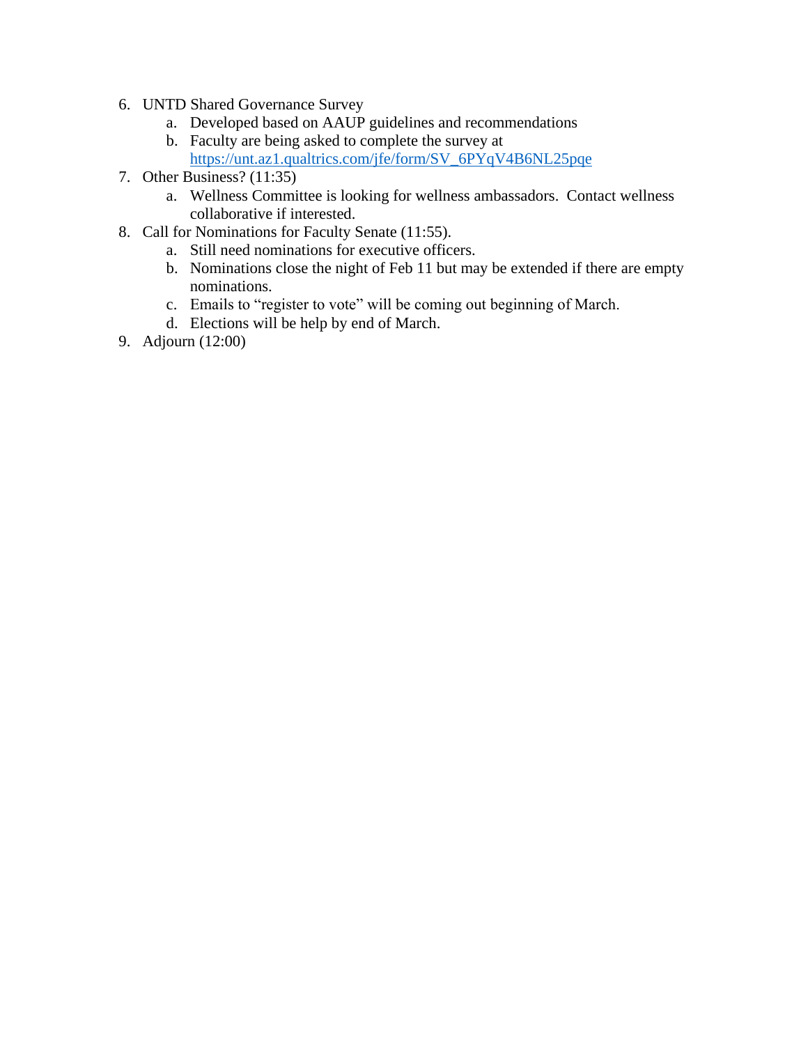6. UNTD Shared Governance Survey
    a. Developed based on AAUP guidelines and recommendations
    b. Faculty are being asked to complete the survey at https://unt.az1.qualtrics.com/jfe/form/SV_6PYqV4B6NL25pqe
7. Other Business? (11:35)
    a. Wellness Committee is looking for wellness ambassadors. Contact wellness collaborative if interested.
8. Call for Nominations for Faculty Senate (11:55).
    a. Still need nominations for executive officers.
    b. Nominations close the night of Feb 11 but may be extended if there are empty nominations.
    c. Emails to "register to vote" will be coming out beginning of March.
    d. Elections will be help by end of March.
9. Adjourn (12:00)